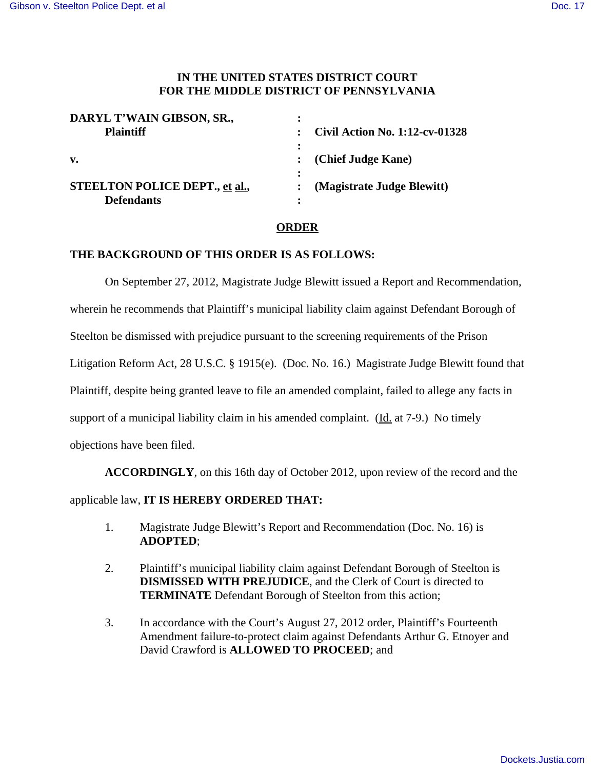**IN THE UNITED STATES DISTRICT COURT**
**FOR THE MIDDLE DISTRICT OF PENNSYLVANIA**

| | | |
|---|---|---|
| **DARYL T'WAIN GIBSON, SR.,** | : | |
| **Plaintiff** | : | **Civil Action No. 1:12-cv-01328** |
| | : | |
| **v.** | : | **(Chief Judge Kane)** |
| | : | |
| **STEELTON POLICE DEPT., et al.,** | : | **(Magistrate Judge Blewitt)** |
| **Defendants** | : | |

## ORDER

**THE BACKGROUND OF THIS ORDER IS AS FOLLOWS:**

On September 27, 2012, Magistrate Judge Blewitt issued a Report and Recommendation, wherein he recommends that Plaintiff's municipal liability claim against Defendant Borough of Steelton be dismissed with prejudice pursuant to the screening requirements of the Prison Litigation Reform Act, 28 U.S.C. § 1915(e). (Doc. No. 16.) Magistrate Judge Blewitt found that Plaintiff, despite being granted leave to file an amended complaint, failed to allege any facts in support of a municipal liability claim in his amended complaint. (Id. at 7-9.) No timely objections have been filed.

**ACCORDINGLY**, on this 16th day of October 2012, upon review of the record and the applicable law, **IT IS HEREBY ORDERED THAT:**

1. Magistrate Judge Blewitt's Report and Recommendation (Doc. No. 16) is **ADOPTED**;

2. Plaintiff's municipal liability claim against Defendant Borough of Steelton is **DISMISSED WITH PREJUDICE**, and the Clerk of Court is directed to **TERMINATE** Defendant Borough of Steelton from this action;

3. In accordance with the Court's August 27, 2012 order, Plaintiff's Fourteenth Amendment failure-to-protect claim against Defendants Arthur G. Etnoyer and David Crawford is **ALLOWED TO PROCEED**; and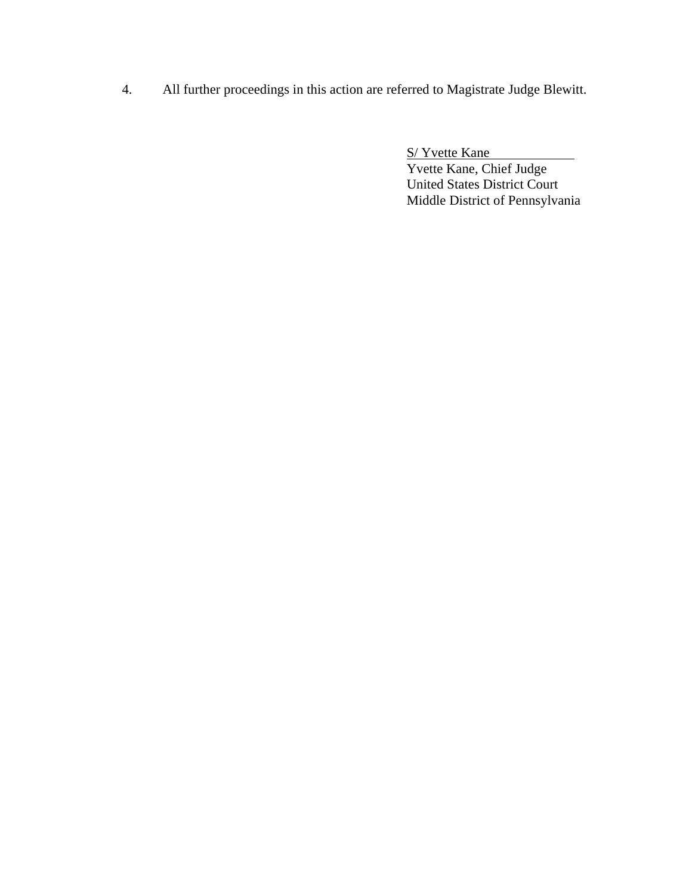4. All further proceedings in this action are referred to Magistrate Judge Blewitt.

S/ Yvette Kane
Yvette Kane, Chief Judge
United States District Court
Middle District of Pennsylvania